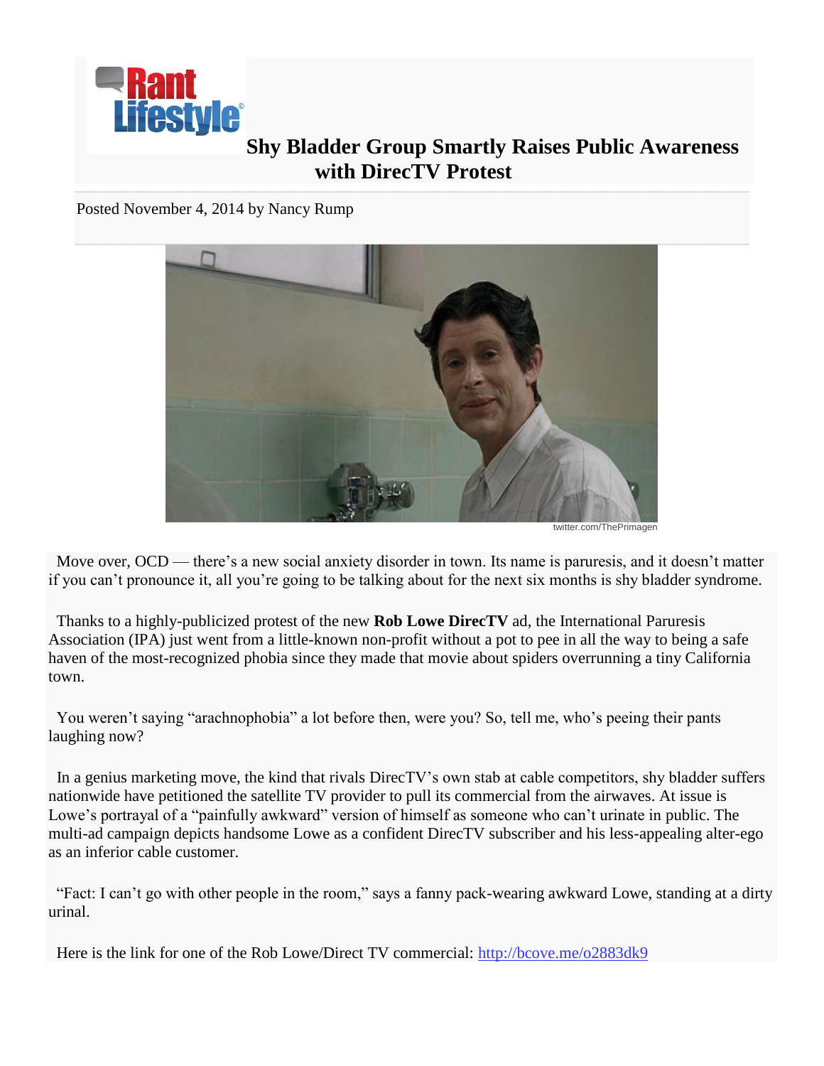Rant Lifestyle

# Shy Bladder Group Smartly Raises Public Awareness with DirecTV Protest

Posted November 4, 2014 by Nancy Rump

twitter.com/ThePrimagen

Move over, OCD — there's a new social anxiety disorder in town. Its name is paruresis, and it doesn't matter if you can't pronounce it, all you're going to be talking about for the next six months is shy bladder syndrome.

Thanks to a highly-publicized protest of the new **Rob Lowe DirecTV** ad, the International Paruresis Association (IPA) just went from a little-known non-profit without a pot to pee in all the way to being a safe haven of the most-recognized phobia since they made that movie about spiders overrunning a tiny California town.

You weren't saying "arachnophobia" a lot before then, were you? So, tell me, who's peeing their pants laughing now?

In a genius marketing move, the kind that rivals DirecTV's own stab at cable competitors, shy bladder suffers nationwide have petitioned the satellite TV provider to pull its commercial from the airwaves. At issue is Lowe's portrayal of a "painfully awkward" version of himself as someone who can't urinate in public. The multi-ad campaign depicts handsome Lowe as a confident DirecTV subscriber and his less-appealing alter-ego as an inferior cable customer.

"Fact: I can't go with other people in the room," says a fanny pack-wearing awkward Lowe, standing at a dirty urinal.

Here is the link for one of the Rob Lowe/Direct TV commercial: [http://bcove.me/o2883dk9](http://bcove.me/o2883dk9)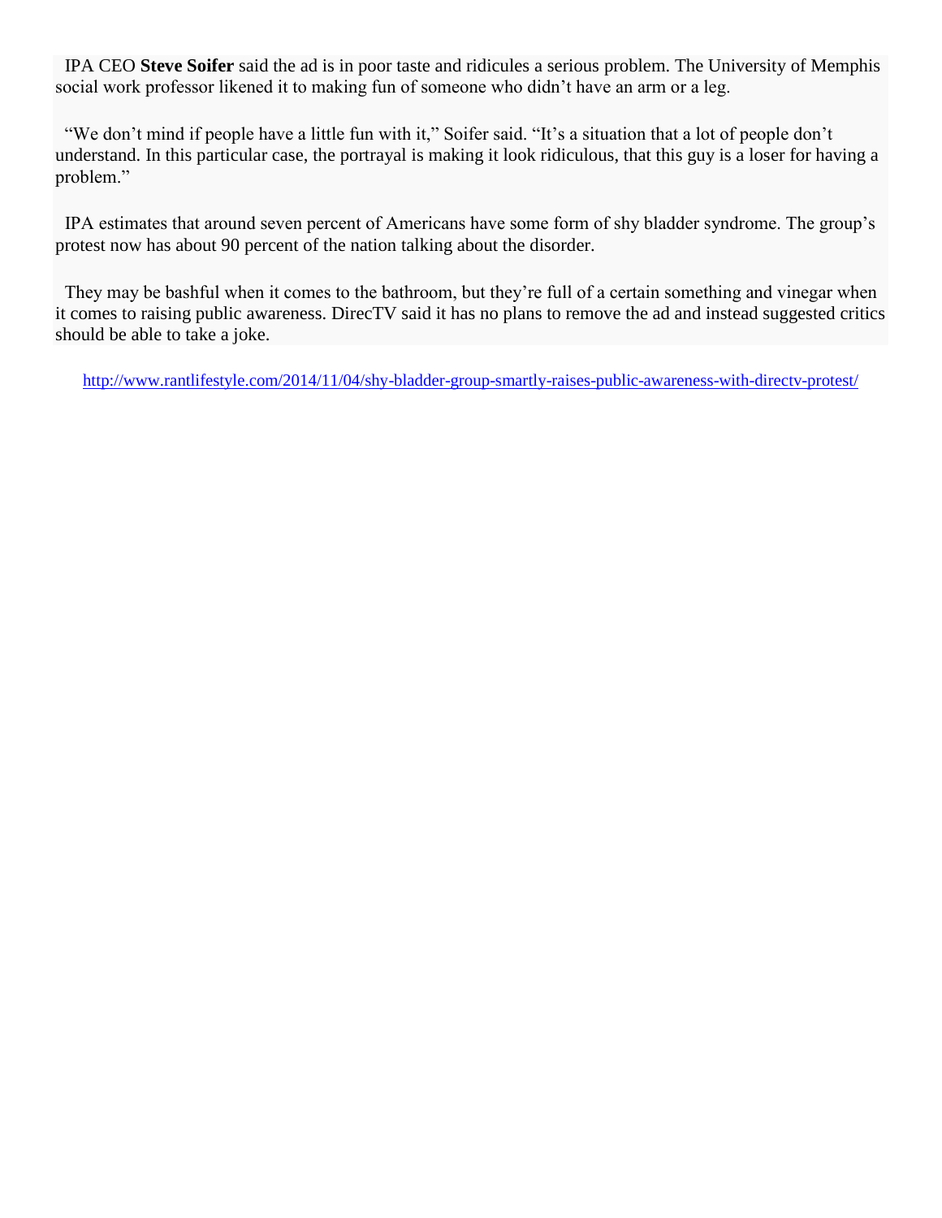IPA CEO **Steve Soifer** said the ad is in poor taste and ridicules a serious problem. The University of Memphis social work professor likened it to making fun of someone who didn't have an arm or a leg.

"We don't mind if people have a little fun with it," Soifer said. "It's a situation that a lot of people don't understand. In this particular case, the portrayal is making it look ridiculous, that this guy is a loser for having a problem."

IPA estimates that around seven percent of Americans have some form of shy bladder syndrome. The group's protest now has about 90 percent of the nation talking about the disorder.

They may be bashful when it comes to the bathroom, but they're full of a certain something and vinegar when it comes to raising public awareness. DirecTV said it has no plans to remove the ad and instead suggested critics should be able to take a joke.

http://www.rantlifestyle.com/2014/11/04/shy-bladder-group-smartly-raises-public-awareness-with-directv-protest/